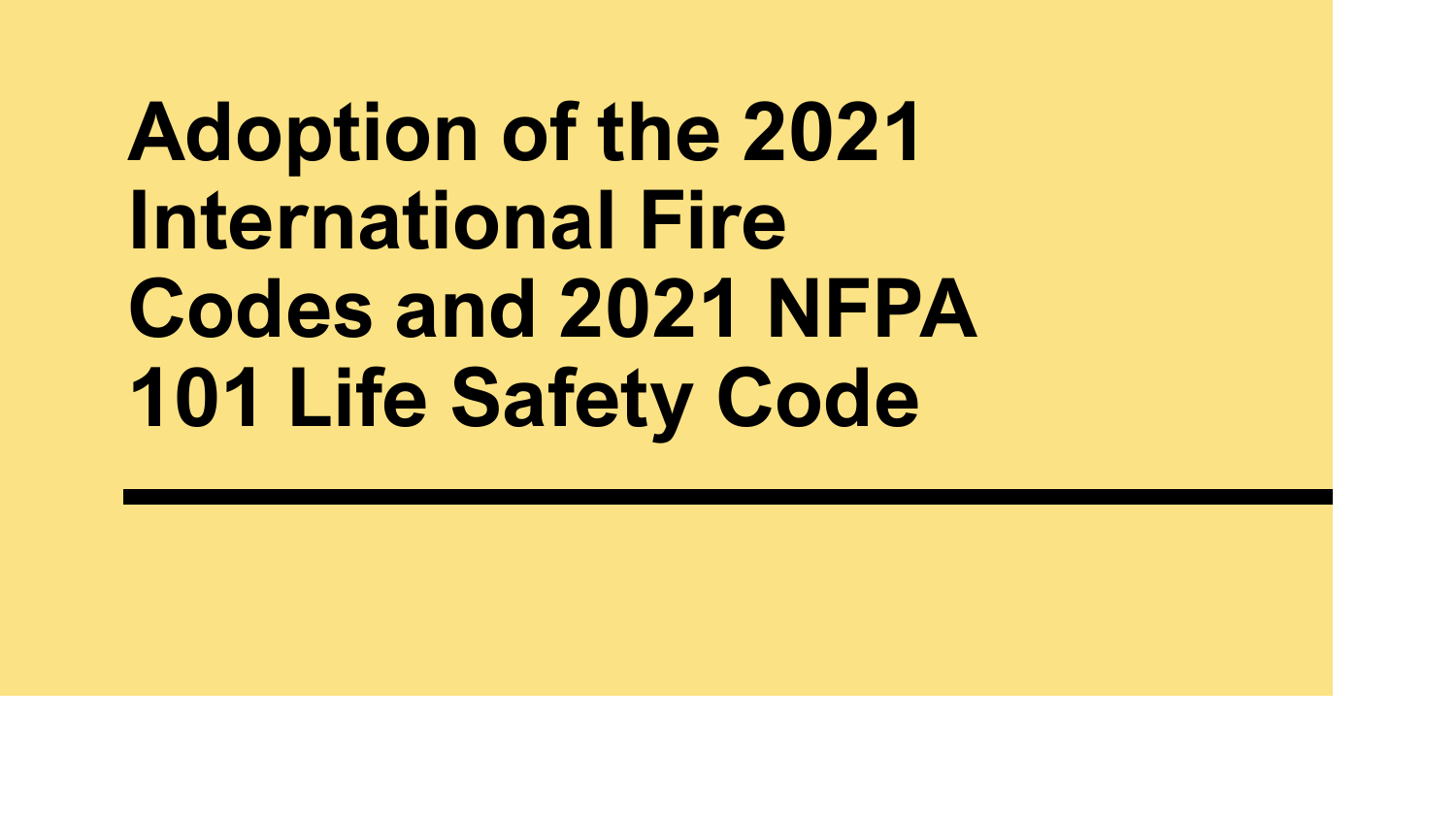# Adoption of the 2021 International Fire Codes and 2021 NFPA 101 Life Safety Code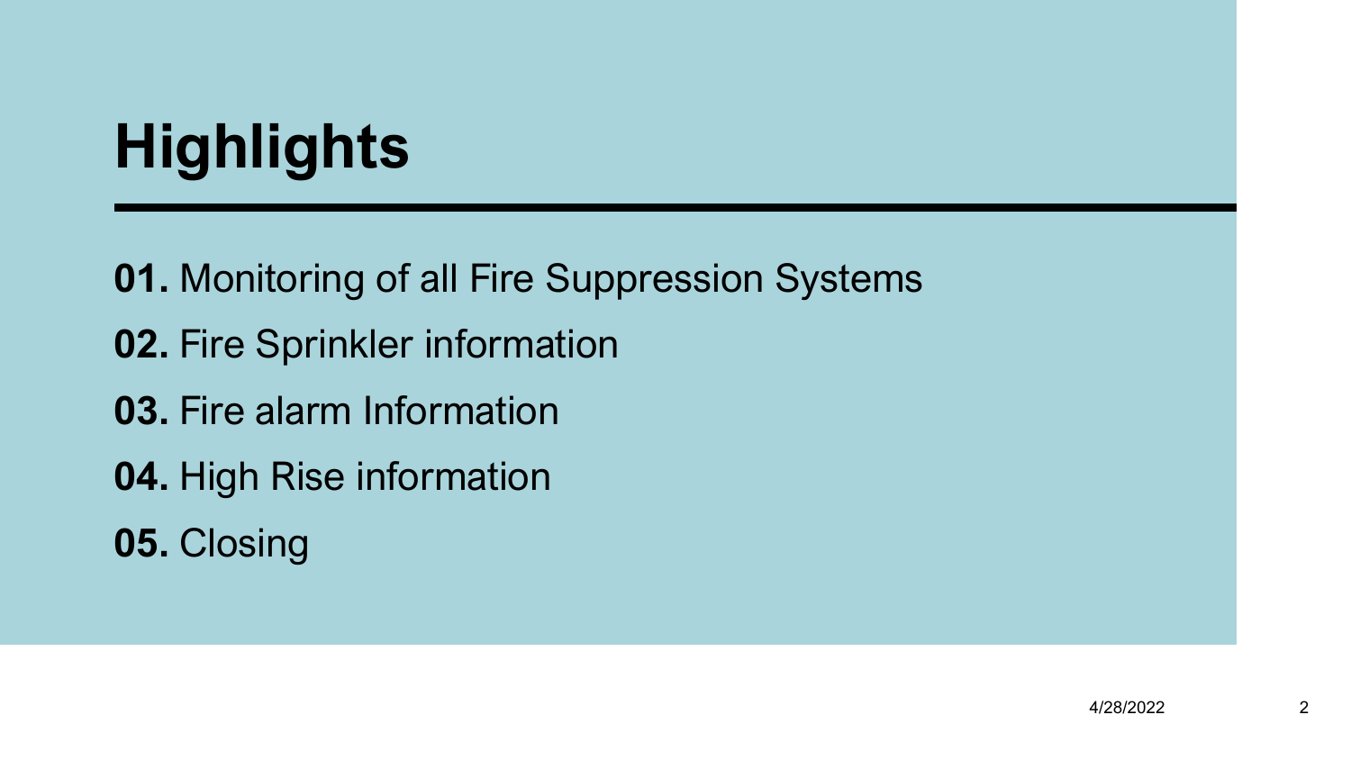# Highlights

**01.** Monitoring of all Fire Suppression Systems

**02.** Fire Sprinkler information

**03.** Fire alarm Information

**04.** High Rise information

**05.** Closing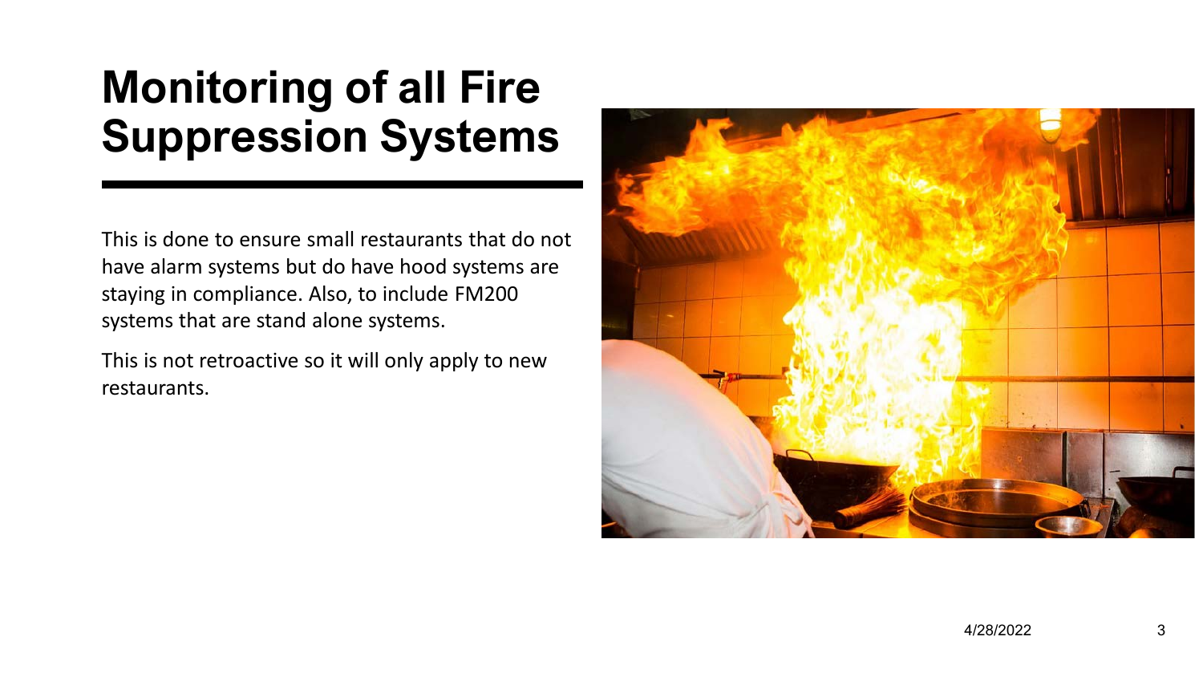# Monitoring of all Fire Suppression Systems

This is done to ensure small restaurants that do not have alarm systems but do have hood systems are staying in compliance. Also, to include FM200 systems that are stand alone systems.

This is not retroactive so it will only apply to new restaurants.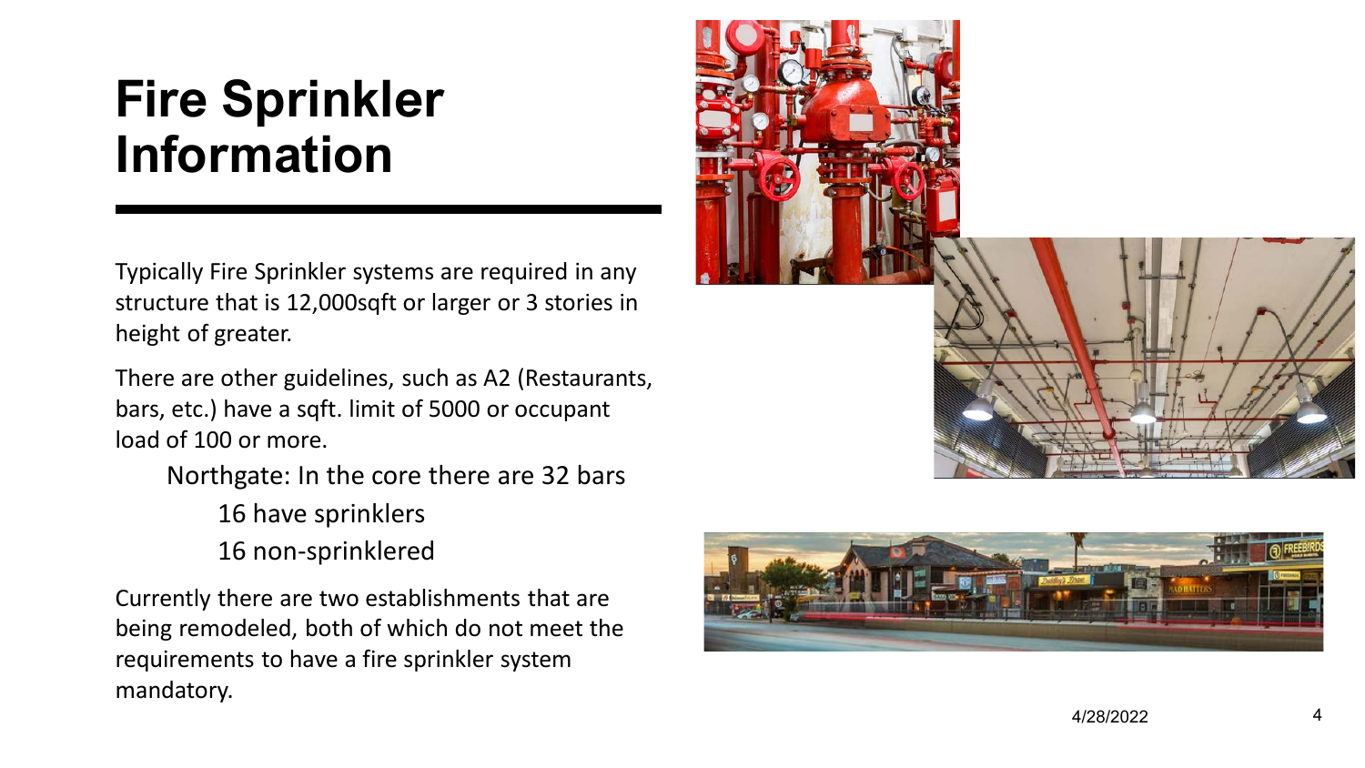# Fire Sprinkler Information

Typically Fire Sprinkler systems are required in any structure that is 12,000sqft or larger or 3 stories in height of greater.

There are other guidelines, such as A2 (Restaurants, bars, etc.) have a sqft. limit of 5000 or occupant load of 100 or more.

- Northgate: In the core there are 32 bars
  - 16 have sprinklers
  - 16 non-sprinklered

Currently there are two establishments that are being remodeled, both of which do not meet the requirements to have a fire sprinkler system mandatory.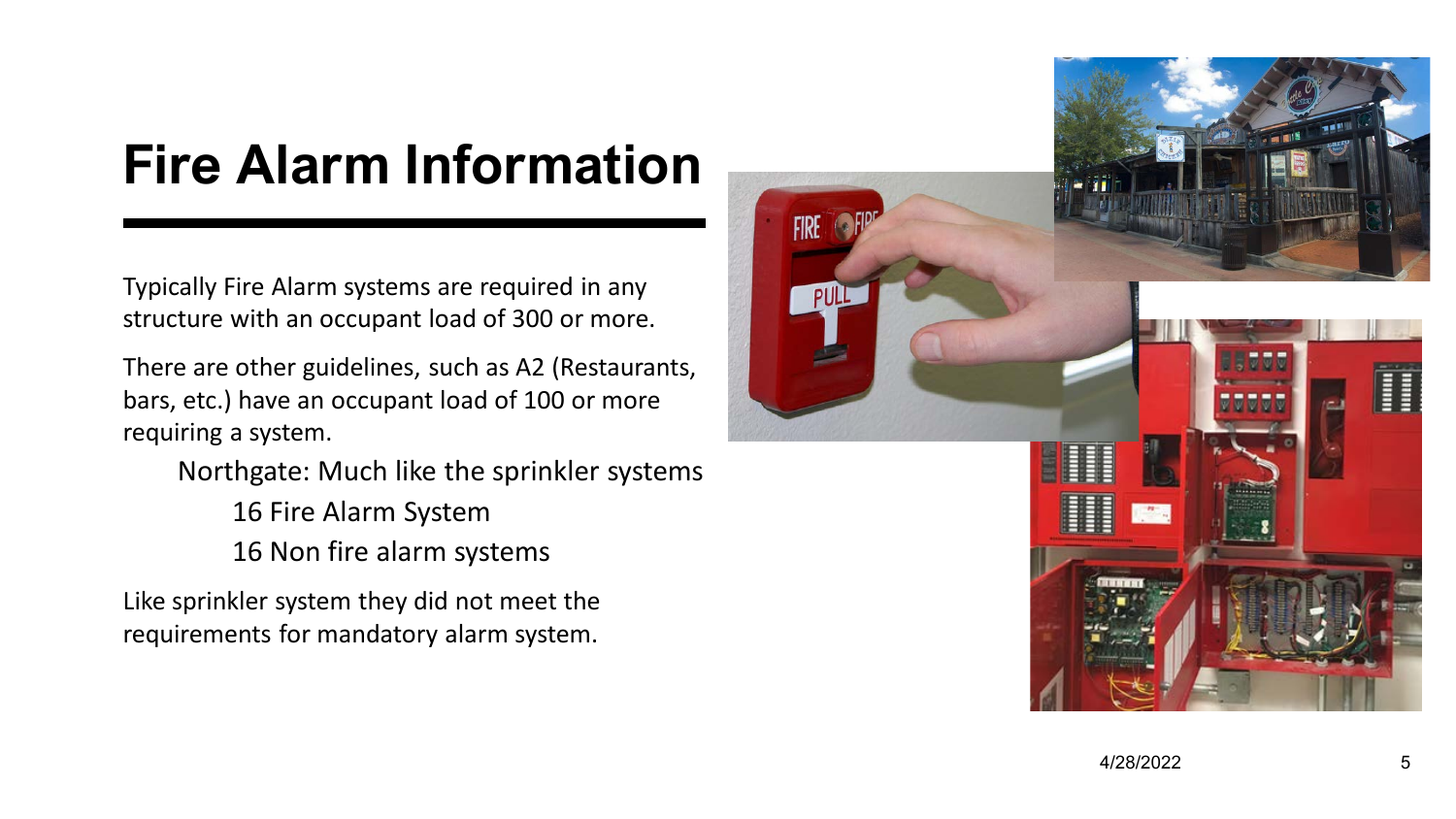# Fire Alarm Information

Typically Fire Alarm systems are required in any structure with an occupant load of 300 or more.

There are other guidelines, such as A2 (Restaurants, bars, etc.) have an occupant load of 100 or more requiring a system.

- Northgate: Much like the sprinkler systems
  - 16 Fire Alarm System
  - 16 Non fire alarm systems

Like sprinkler system they did not meet the requirements for mandatory alarm system.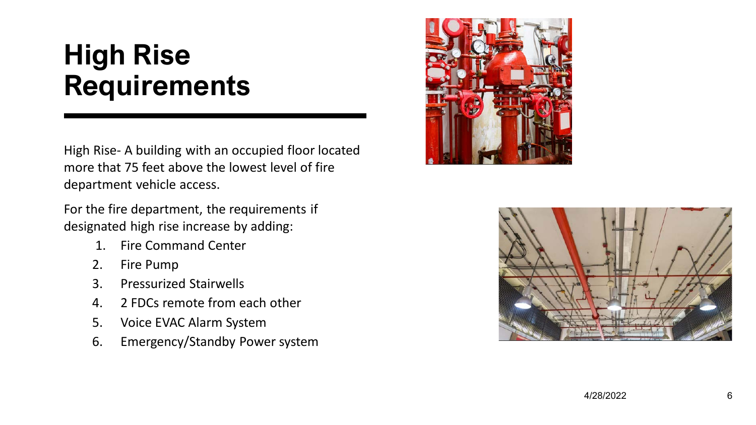# High Rise Requirements

High Rise- A building with an occupied floor located more that 75 feet above the lowest level of fire department vehicle access.

For the fire department, the requirements if designated high rise increase by adding:

1. Fire Command Center
2. Fire Pump
3. Pressurized Stairwells
4. 2 FDCs remote from each other
5. Voice EVAC Alarm System
6. Emergency/Standby Power system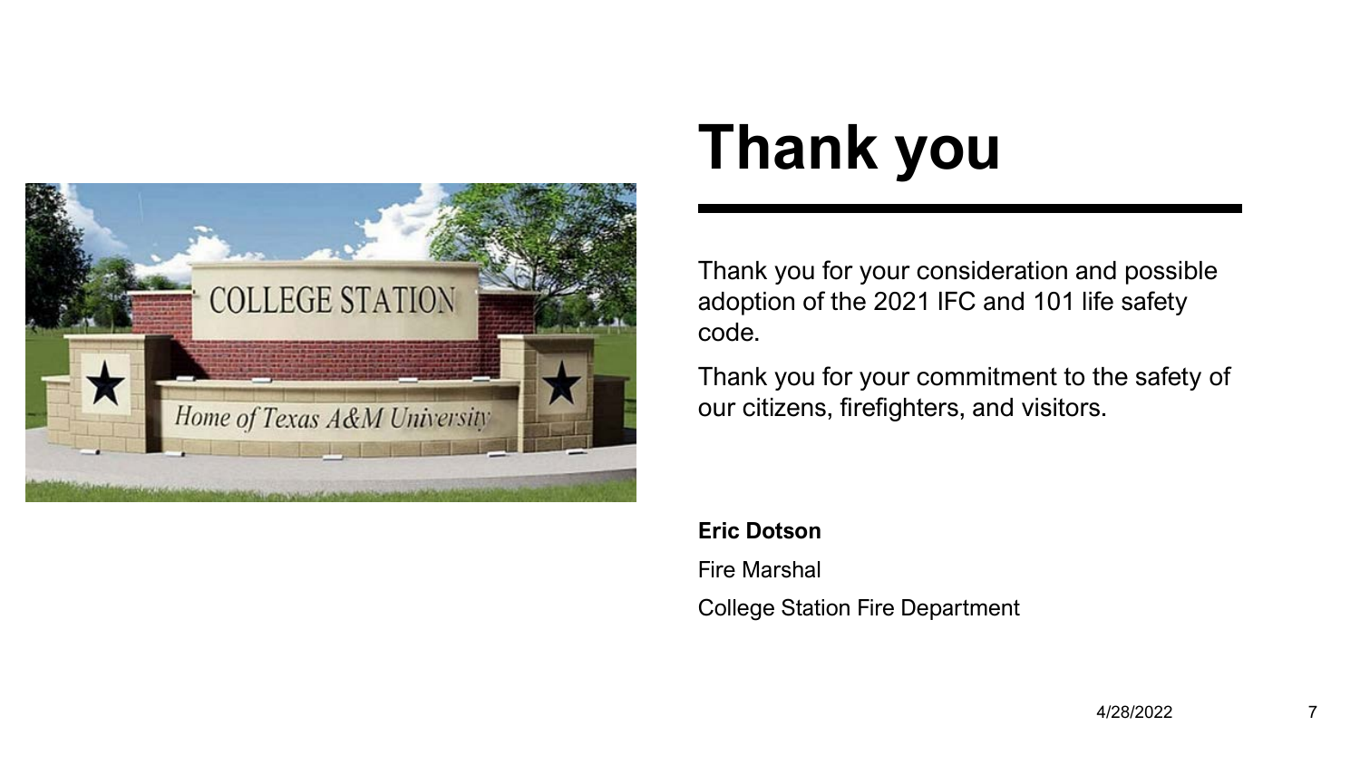# Thank you

Thank you for your consideration and possible adoption of the 2021 IFC and 101 life safety code.

Thank you for your commitment to the safety of our citizens, firefighters, and visitors.

**Eric Dotson**

Fire Marshal

College Station Fire Department

4/28/2022